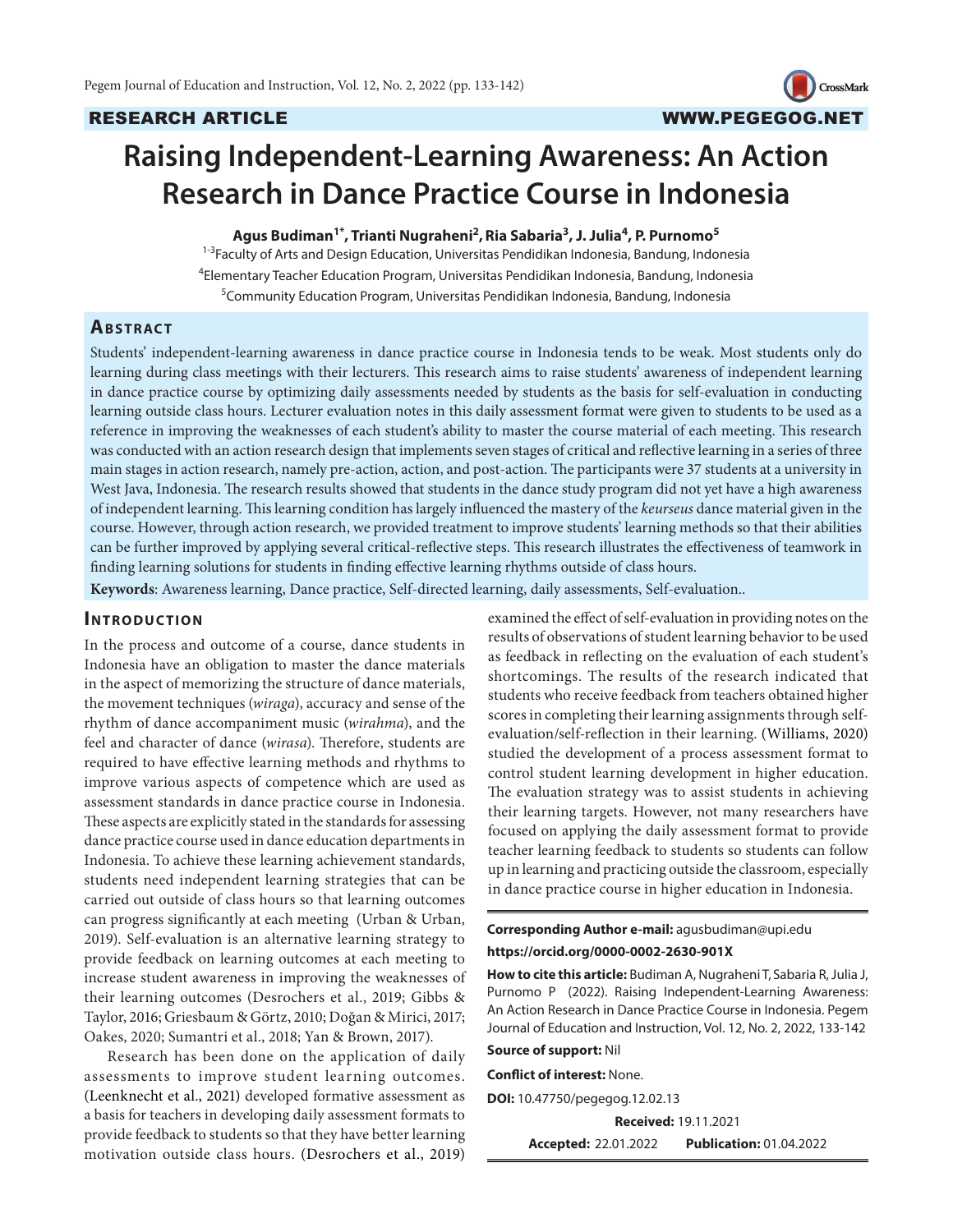RESEARCH ARTICLE

WWW.PEGEGOG.NET

# Raising Independent-Learning Awareness: An Action Research in Dance Practice Course in Indonesia

**Agus Budiman[1*], Trianti Nugraheni[2], Ria Sabaria[3], J. Julia[4], P. Purnomo[5]**

[1-3]Faculty of Arts and Design Education, Universitas Pendidikan Indonesia, Bandung, Indonesia

[4]Elementary Teacher Education Program, Universitas Pendidikan Indonesia, Bandung, Indonesia

[5]Community Education Program, Universitas Pendidikan Indonesia, Bandung, Indonesia

## Abstract

Students' independent-learning awareness in dance practice course in Indonesia tends to be weak. Most students only do learning during class meetings with their lecturers. This research aims to raise students' awareness of independent learning in dance practice course by optimizing daily assessments needed by students as the basis for self-evaluation in conducting learning outside class hours. Lecturer evaluation notes in this daily assessment format were given to students to be used as a reference in improving the weaknesses of each student's ability to master the course material of each meeting. This research was conducted with an action research design that implements seven stages of critical and reflective learning in a series of three main stages in action research, namely pre-action, action, and post-action. The participants were 37 students at a university in West Java, Indonesia. The research results showed that students in the dance study program did not yet have a high awareness of independent learning. This learning condition has largely influenced the mastery of the *keurseus* dance material given in the course. However, through action research, we provided treatment to improve students' learning methods so that their abilities can be further improved by applying several critical-reflective steps. This research illustrates the effectiveness of teamwork in finding learning solutions for students in finding effective learning rhythms outside of class hours.

**Keywords**: Awareness learning, Dance practice, Self-directed learning, daily assessments, Self-evaluation..

## Introduction

In the process and outcome of a course, dance students in Indonesia have an obligation to master the dance materials in the aspect of memorizing the structure of dance materials, the movement techniques (*wiraga*), accuracy and sense of the rhythm of dance accompaniment music (*wirahma*), and the feel and character of dance (*wirasa*). Therefore, students are required to have effective learning methods and rhythms to improve various aspects of competence which are used as assessment standards in dance practice course in Indonesia. These aspects are explicitly stated in the standards for assessing dance practice course used in dance education departments in Indonesia. To achieve these learning achievement standards, students need independent learning strategies that can be carried out outside of class hours so that learning outcomes can progress significantly at each meeting (Urban & Urban, 2019). Self-evaluation is an alternative learning strategy to provide feedback on learning outcomes at each meeting to increase student awareness in improving the weaknesses of their learning outcomes (Desrochers et al., 2019; Gibbs & Taylor, 2016; Griesbaum & Görtz, 2010; Doğan & Mirici, 2017; Oakes, 2020; Sumantri et al., 2018; Yan & Brown, 2017).

Research has been done on the application of daily assessments to improve student learning outcomes. (Leenknecht et al., 2021) developed formative assessment as a basis for teachers in developing daily assessment formats to provide feedback to students so that they have better learning motivation outside class hours. (Desrochers et al., 2019) examined the effect of self-evaluation in providing notes on the results of observations of student learning behavior to be used as feedback in reflecting on the evaluation of each student's shortcomings. The results of the research indicated that students who receive feedback from teachers obtained higher scores in completing their learning assignments through self-evaluation/self-reflection in their learning. (Williams, 2020) studied the development of a process assessment format to control student learning development in higher education. The evaluation strategy was to assist students in achieving their learning targets. However, not many researchers have focused on applying the daily assessment format to provide teacher learning feedback to students so students can follow up in learning and practicing outside the classroom, especially in dance practice course in higher education in Indonesia.

---

**Corresponding Author e-mail:** agusbudiman@upi.edu

**https://orcid.org/0000-0002-2630-901X**

**How to cite this article:** Budiman A, Nugraheni T, Sabaria R, Julia J, Purnomo P (2022). Raising Independent-Learning Awareness: An Action Research in Dance Practice Course in Indonesia. Pegem Journal of Education and Instruction, Vol. 12, No. 2, 2022, 133-142

**Source of support:** Nil

**Conflict of interest:** None.

**DOI:** 10.47750/pegegog.12.02.13

**Received:** 19.11.2021

**Accepted:** 22.01.2022 **Publication:** 01.04.2022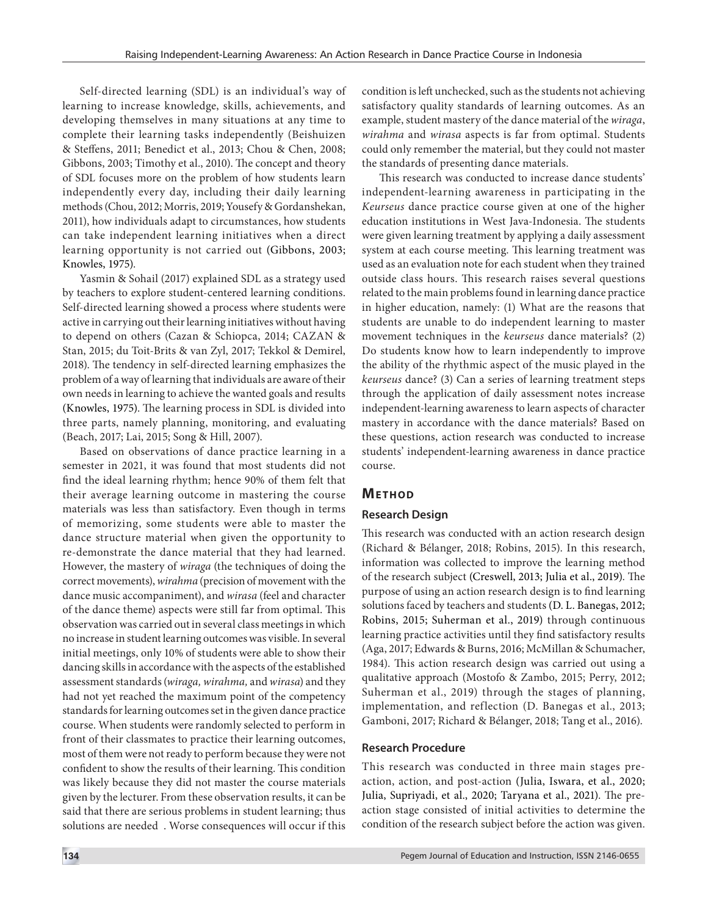Self-directed learning (SDL) is an individual's way of learning to increase knowledge, skills, achievements, and developing themselves in many situations at any time to complete their learning tasks independently (Beishuizen & Steffens, 2011; Benedict et al., 2013; Chou & Chen, 2008; Gibbons, 2003; Timothy et al., 2010). The concept and theory of SDL focuses more on the problem of how students learn independently every day, including their daily learning methods (Chou, 2012; Morris, 2019; Yousefy & Gordanshekan, 2011), how individuals adapt to circumstances, how students can take independent learning initiatives when a direct learning opportunity is not carried out (Gibbons, 2003; Knowles, 1975).

Yasmin & Sohail (2017) explained SDL as a strategy used by teachers to explore student-centered learning conditions. Self-directed learning showed a process where students were active in carrying out their learning initiatives without having to depend on others (Cazan & Schiopca, 2014; CAZAN & Stan, 2015; du Toit-Brits & van Zyl, 2017; Tekkol & Demirel, 2018). The tendency in self-directed learning emphasizes the problem of a way of learning that individuals are aware of their own needs in learning to achieve the wanted goals and results (Knowles, 1975). The learning process in SDL is divided into three parts, namely planning, monitoring, and evaluating (Beach, 2017; Lai, 2015; Song & Hill, 2007).

Based on observations of dance practice learning in a semester in 2021, it was found that most students did not find the ideal learning rhythm; hence 90% of them felt that their average learning outcome in mastering the course materials was less than satisfactory. Even though in terms of memorizing, some students were able to master the dance structure material when given the opportunity to re-demonstrate the dance material that they had learned. However, the mastery of *wiraga* (the techniques of doing the correct movements), *wirahma* (precision of movement with the dance music accompaniment), and *wirasa* (feel and character of the dance theme) aspects were still far from optimal. This observation was carried out in several class meetings in which no increase in student learning outcomes was visible. In several initial meetings, only 10% of students were able to show their dancing skills in accordance with the aspects of the established assessment standards (*wiraga, wirahma,* and *wirasa*) and they had not yet reached the maximum point of the competency standards for learning outcomes set in the given dance practice course. When students were randomly selected to perform in front of their classmates to practice their learning outcomes, most of them were not ready to perform because they were not confident to show the results of their learning. This condition was likely because they did not master the course materials given by the lecturer. From these observation results, it can be said that there are serious problems in student learning; thus solutions are needed . Worse consequences will occur if this condition is left unchecked, such as the students not achieving satisfactory quality standards of learning outcomes. As an example, student mastery of the dance material of the *wiraga*, *wirahma* and *wirasa* aspects is far from optimal. Students could only remember the material, but they could not master the standards of presenting dance materials.

This research was conducted to increase dance students' independent-learning awareness in participating in the *Keurseus* dance practice course given at one of the higher education institutions in West Java-Indonesia. The students were given learning treatment by applying a daily assessment system at each course meeting. This learning treatment was used as an evaluation note for each student when they trained outside class hours. This research raises several questions related to the main problems found in learning dance practice in higher education, namely: (1) What are the reasons that students are unable to do independent learning to master movement techniques in the *keurseus* dance materials? (2) Do students know how to learn independently to improve the ability of the rhythmic aspect of the music played in the *keurseus* dance? (3) Can a series of learning treatment steps through the application of daily assessment notes increase independent-learning awareness to learn aspects of character mastery in accordance with the dance materials? Based on these questions, action research was conducted to increase students' independent-learning awareness in dance practice course.

## Method

### Research Design

This research was conducted with an action research design (Richard & Bélanger, 2018; Robins, 2015). In this research, information was collected to improve the learning method of the research subject (Creswell, 2013; Julia et al., 2019). The purpose of using an action research design is to find learning solutions faced by teachers and students (D. L. Banegas, 2012; Robins, 2015; Suherman et al., 2019) through continuous learning practice activities until they find satisfactory results (Aga, 2017; Edwards & Burns, 2016; McMillan & Schumacher, 1984). This action research design was carried out using a qualitative approach (Mostofo & Zambo, 2015; Perry, 2012; Suherman et al., 2019) through the stages of planning, implementation, and reflection (D. Banegas et al., 2013; Gamboni, 2017; Richard & Bélanger, 2018; Tang et al., 2016).

### Research Procedure

This research was conducted in three main stages pre-action, action, and post-action (Julia, Iswara, et al., 2020; Julia, Supriyadi, et al., 2020; Taryana et al., 2021). The pre-action stage consisted of initial activities to determine the condition of the research subject before the action was given.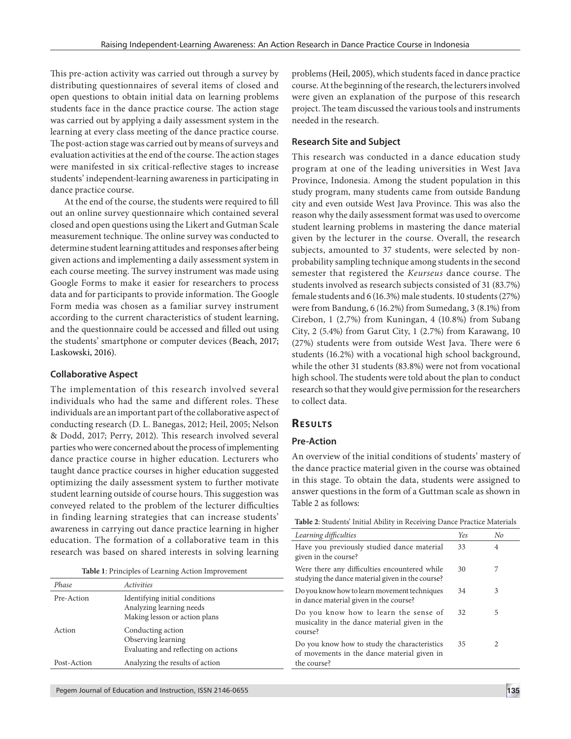This pre-action activity was carried out through a survey by distributing questionnaires of several items of closed and open questions to obtain initial data on learning problems students face in the dance practice course. The action stage was carried out by applying a daily assessment system in the learning at every class meeting of the dance practice course. The post-action stage was carried out by means of surveys and evaluation activities at the end of the course. The action stages were manifested in six critical-reflective stages to increase students' independent-learning awareness in participating in dance practice course.

At the end of the course, the students were required to fill out an online survey questionnaire which contained several closed and open questions using the Likert and Gutman Scale measurement technique. The online survey was conducted to determine student learning attitudes and responses after being given actions and implementing a daily assessment system in each course meeting. The survey instrument was made using Google Forms to make it easier for researchers to process data and for participants to provide information. The Google Form media was chosen as a familiar survey instrument according to the current characteristics of student learning, and the questionnaire could be accessed and filled out using the students' smartphone or computer devices (Beach, 2017; Laskowski, 2016).

### Collaborative Aspect

The implementation of this research involved several individuals who had the same and different roles. These individuals are an important part of the collaborative aspect of conducting research (D. L. Banegas, 2012; Heil, 2005; Nelson & Dodd, 2017; Perry, 2012). This research involved several parties who were concerned about the process of implementing dance practice course in higher education. Lecturers who taught dance practice courses in higher education suggested optimizing the daily assessment system to further motivate student learning outside of course hours. This suggestion was conveyed related to the problem of the lecturer difficulties in finding learning strategies that can increase students' awareness in carrying out dance practice learning in higher education. The formation of a collaborative team in this research was based on shared interests in solving learning problems (Heil, 2005), which students faced in dance practice course. At the beginning of the research, the lecturers involved were given an explanation of the purpose of this research project. The team discussed the various tools and instruments needed in the research.

**Table 1**: Principles of Learning Action Improvement

| *Phase* | *Activities* |
|---|---|
| Pre-Action | Identifying initial conditions<br>Analyzing learning needs<br>Making lesson or action plans |
| Action | Conducting action<br>Observing learning<br>Evaluating and reflecting on actions |
| Post-Action | Analyzing the results of action |

### Research Site and Subject

This research was conducted in a dance education study program at one of the leading universities in West Java Province, Indonesia. Among the student population in this study program, many students came from outside Bandung city and even outside West Java Province. This was also the reason why the daily assessment format was used to overcome student learning problems in mastering the dance material given by the lecturer in the course. Overall, the research subjects, amounted to 37 students, were selected by non-probability sampling technique among students in the second semester that registered the *Keurseus* dance course. The students involved as research subjects consisted of 31 (83.7%) female students and 6 (16.3%) male students. 10 students (27%) were from Bandung, 6 (16.2%) from Sumedang, 3 (8.1%) from Cirebon, 1 (2,7%) from Kuningan, 4 (10.8%) from Subang City, 2 (5.4%) from Garut City, 1 (2.7%) from Karawang, 10 (27%) students were from outside West Java. There were 6 students (16.2%) with a vocational high school background, while the other 31 students (83.8%) were not from vocational high school. The students were told about the plan to conduct research so that they would give permission for the researchers to collect data.

## Results

### Pre-Action

An overview of the initial conditions of students' mastery of the dance practice material given in the course was obtained in this stage. To obtain the data, students were assigned to answer questions in the form of a Guttman scale as shown in Table 2 as follows:

**Table 2**: Students' Initial Ability in Receiving Dance Practice Materials

| *Learning difficulties* | *Yes* | *No* |
|---|---|---|
| Have you previously studied dance material given in the course? | 33 | 4 |
| Were there any difficulties encountered while studying the dance material given in the course? | 30 | 7 |
| Do you know how to learn movement techniques in dance material given in the course? | 34 | 3 |
| Do you know how to learn the sense of musicality in the dance material given in the course? | 32 | 5 |
| Do you know how to study the characteristics of movements in the dance material given in the course? | 35 | 2 |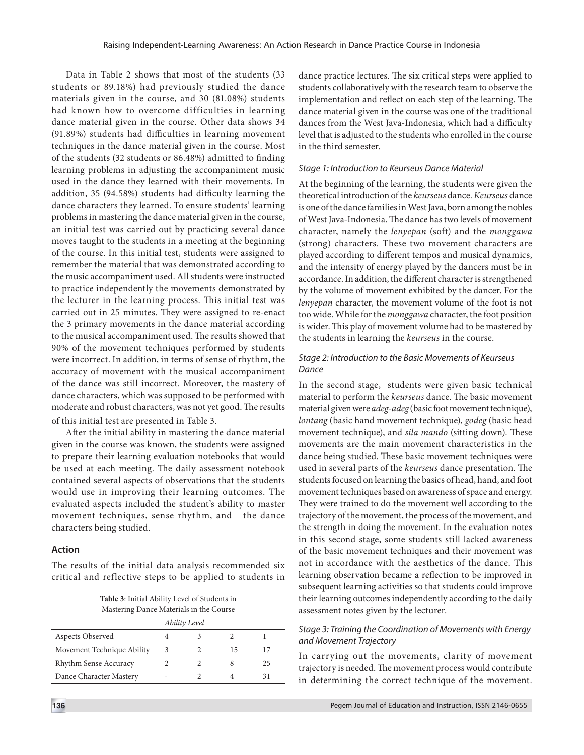Data in Table 2 shows that most of the students (33 students or 89.18%) had previously studied the dance materials given in the course, and 30 (81.08%) students had known how to overcome difficulties in learning dance material given in the course. Other data shows 34 (91.89%) students had difficulties in learning movement techniques in the dance material given in the course. Most of the students (32 students or 86.48%) admitted to finding learning problems in adjusting the accompaniment music used in the dance they learned with their movements. In addition, 35 (94.58%) students had difficulty learning the dance characters they learned. To ensure students' learning problems in mastering the dance material given in the course, an initial test was carried out by practicing several dance moves taught to the students in a meeting at the beginning of the course. In this initial test, students were assigned to remember the material that was demonstrated according to the music accompaniment used. All students were instructed to practice independently the movements demonstrated by the lecturer in the learning process. This initial test was carried out in 25 minutes. They were assigned to re-enact the 3 primary movements in the dance material according to the musical accompaniment used. The results showed that 90% of the movement techniques performed by students were incorrect. In addition, in terms of sense of rhythm, the accuracy of movement with the musical accompaniment of the dance was still incorrect. Moreover, the mastery of dance characters, which was supposed to be performed with moderate and robust characters, was not yet good. The results of this initial test are presented in Table 3.

After the initial ability in mastering the dance material given in the course was known, the students were assigned to prepare their learning evaluation notebooks that would be used at each meeting. The daily assessment notebook contained several aspects of observations that the students would use in improving their learning outcomes. The evaluated aspects included the student's ability to master movement techniques, sense rhythm, and the dance characters being studied.

### Action

The results of the initial data analysis recommended six critical and reflective steps to be applied to students in dance practice lectures. The six critical steps were applied to students collaboratively with the research team to observe the implementation and reflect on each step of the learning. The dance material given in the course was one of the traditional dances from the West Java-Indonesia, which had a difficulty level that is adjusted to the students who enrolled in the course in the third semester.

**Table 3**: Initial Ability Level of Students in Mastering Dance Materials in the Course

| | *Ability Level* | | | |
|---|---|---|---|---|
| Aspects Observed | 4 | 3 | 2 | 1 |
| Movement Technique Ability | 3 | 2 | 15 | 17 |
| Rhythm Sense Accuracy | 2 | 2 | 8 | 25 |
| Dance Character Mastery | - | 2 | 4 | 31 |

#### *Stage 1: Introduction to Keurseus Dance Material*

At the beginning of the learning, the students were given the theoretical introduction of the *keurseus* dance. *Keurseus* dance is one of the dance families in West Java, born among the nobles of West Java-Indonesia. The dance has two levels of movement character, namely the *lenyepan* (soft) and the *monggawa* (strong) characters. These two movement characters are played according to different tempos and musical dynamics, and the intensity of energy played by the dancers must be in accordance. In addition, the different character is strengthened by the volume of movement exhibited by the dancer. For the *lenyepan* character, the movement volume of the foot is not too wide. While for the *monggawa* character, the foot position is wider. This play of movement volume had to be mastered by the students in learning the *keurseus* in the course.

#### *Stage 2: Introduction to the Basic Movements of Keurseus Dance*

In the second stage, students were given basic technical material to perform the *keurseus* dance. The basic movement material given were *adeg-adeg* (basic foot movement technique), *lontang* (basic hand movement technique), *godeg* (basic head movement technique), and *sila mando* (sitting down). These movements are the main movement characteristics in the dance being studied. These basic movement techniques were used in several parts of the *keurseus* dance presentation. The students focused on learning the basics of head, hand, and foot movement techniques based on awareness of space and energy. They were trained to do the movement well according to the trajectory of the movement, the process of the movement, and the strength in doing the movement. In the evaluation notes in this second stage, some students still lacked awareness of the basic movement techniques and their movement was not in accordance with the aesthetics of the dance. This learning observation became a reflection to be improved in subsequent learning activities so that students could improve their learning outcomes independently according to the daily assessment notes given by the lecturer.

#### *Stage 3: Training the Coordination of Movements with Energy and Movement Trajectory*

In carrying out the movements, clarity of movement trajectory is needed. The movement process would contribute in determining the correct technique of the movement.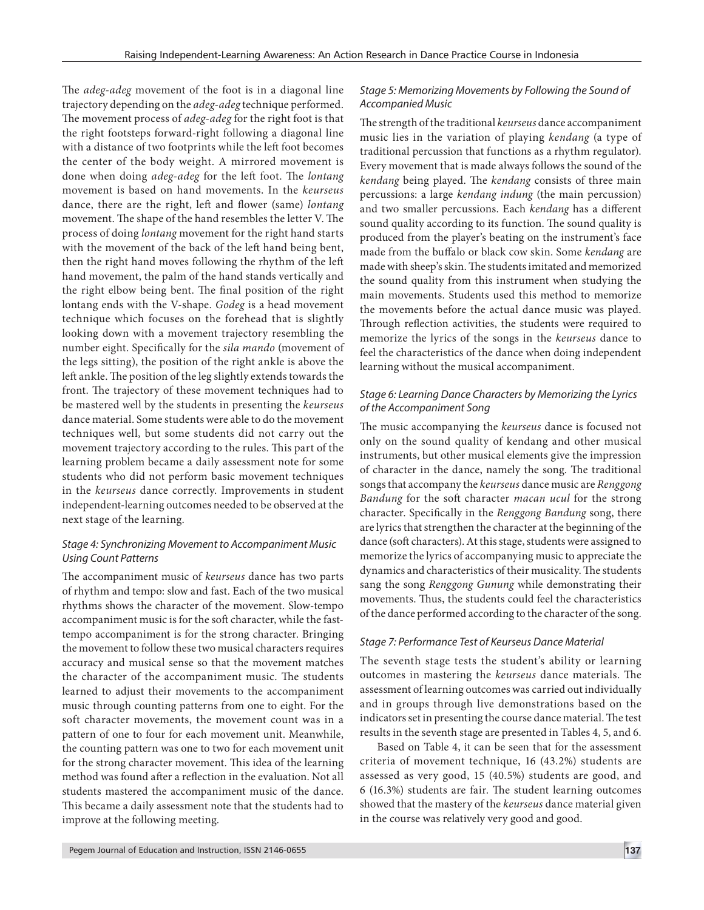The *adeg-adeg* movement of the foot is in a diagonal line trajectory depending on the *adeg-adeg* technique performed. The movement process of *adeg-adeg* for the right foot is that the right footsteps forward-right following a diagonal line with a distance of two footprints while the left foot becomes the center of the body weight. A mirrored movement is done when doing *adeg-adeg* for the left foot. The *lontang* movement is based on hand movements. In the *keurseus* dance, there are the right, left and flower (same) *lontang* movement. The shape of the hand resembles the letter V. The process of doing *lontang* movement for the right hand starts with the movement of the back of the left hand being bent, then the right hand moves following the rhythm of the left hand movement, the palm of the hand stands vertically and the right elbow being bent. The final position of the right lontang ends with the V-shape. *Godeg* is a head movement technique which focuses on the forehead that is slightly looking down with a movement trajectory resembling the number eight. Specifically for the *sila mando* (movement of the legs sitting), the position of the right ankle is above the left ankle. The position of the leg slightly extends towards the front. The trajectory of these movement techniques had to be mastered well by the students in presenting the *keurseus* dance material. Some students were able to do the movement techniques well, but some students did not carry out the movement trajectory according to the rules. This part of the learning problem became a daily assessment note for some students who did not perform basic movement techniques in the *keurseus* dance correctly. Improvements in student independent-learning outcomes needed to be observed at the next stage of the learning.

### *Stage 4: Synchronizing Movement to Accompaniment Music Using Count Patterns*

The accompaniment music of *keurseus* dance has two parts of rhythm and tempo: slow and fast. Each of the two musical rhythms shows the character of the movement. Slow-tempo accompaniment music is for the soft character, while the fast-tempo accompaniment is for the strong character. Bringing the movement to follow these two musical characters requires accuracy and musical sense so that the movement matches the character of the accompaniment music. The students learned to adjust their movements to the accompaniment music through counting patterns from one to eight. For the soft character movements, the movement count was in a pattern of one to four for each movement unit. Meanwhile, the counting pattern was one to two for each movement unit for the strong character movement. This idea of the learning method was found after a reflection in the evaluation. Not all students mastered the accompaniment music of the dance. This became a daily assessment note that the students had to improve at the following meeting.

### *Stage 5: Memorizing Movements by Following the Sound of Accompanied Music*

The strength of the traditional *keurseus* dance accompaniment music lies in the variation of playing *kendang* (a type of traditional percussion that functions as a rhythm regulator). Every movement that is made always follows the sound of the *kendang* being played. The *kendang* consists of three main percussions: a large *kendang indung* (the main percussion) and two smaller percussions. Each *kendang* has a different sound quality according to its function. The sound quality is produced from the player's beating on the instrument's face made from the buffalo or black cow skin. Some *kendang* are made with sheep's skin. The students imitated and memorized the sound quality from this instrument when studying the main movements. Students used this method to memorize the movements before the actual dance music was played. Through reflection activities, the students were required to memorize the lyrics of the songs in the *keurseus* dance to feel the characteristics of the dance when doing independent learning without the musical accompaniment.

### *Stage 6: Learning Dance Characters by Memorizing the Lyrics of the Accompaniment Song*

The music accompanying the *keurseus* dance is focused not only on the sound quality of kendang and other musical instruments, but other musical elements give the impression of character in the dance, namely the song. The traditional songs that accompany the *keurseus* dance music are *Renggong Bandung* for the soft character *macan ucul* for the strong character. Specifically in the *Renggong Bandung* song, there are lyrics that strengthen the character at the beginning of the dance (soft characters). At this stage, students were assigned to memorize the lyrics of accompanying music to appreciate the dynamics and characteristics of their musicality. The students sang the song *Renggong Gunung* while demonstrating their movements. Thus, the students could feel the characteristics of the dance performed according to the character of the song.

### *Stage 7: Performance Test of Keurseus Dance Material*

The seventh stage tests the student's ability or learning outcomes in mastering the *keurseus* dance materials. The assessment of learning outcomes was carried out individually and in groups through live demonstrations based on the indicators set in presenting the course dance material. The test results in the seventh stage are presented in Tables 4, 5, and 6.

Based on Table 4, it can be seen that for the assessment criteria of movement technique, 16 (43.2%) students are assessed as very good, 15 (40.5%) students are good, and 6 (16.3%) students are fair. The student learning outcomes showed that the mastery of the *keurseus* dance material given in the course was relatively very good and good.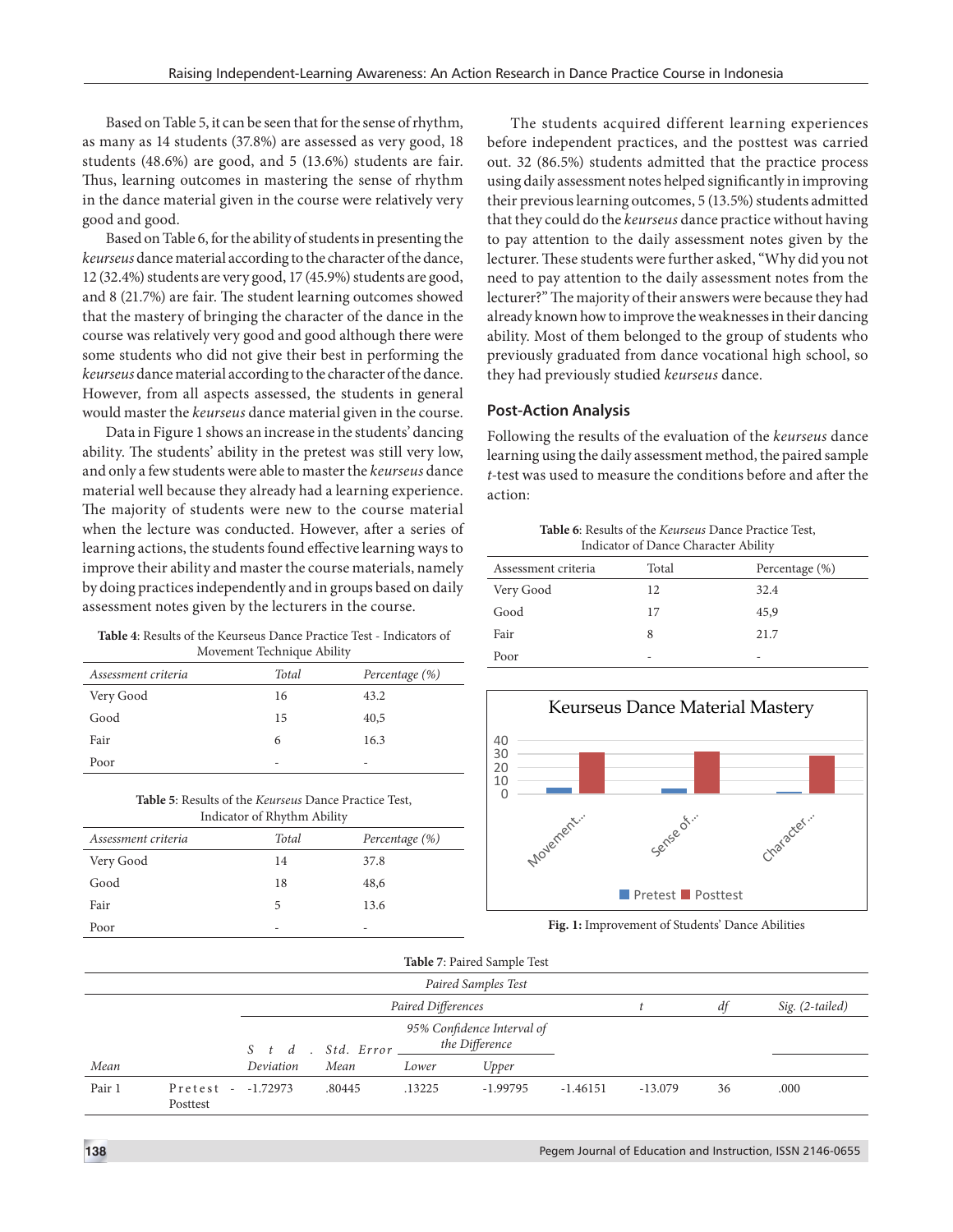Based on Table 5, it can be seen that for the sense of rhythm, as many as 14 students (37.8%) are assessed as very good, 18 students (48.6%) are good, and 5 (13.6%) students are fair. Thus, learning outcomes in mastering the sense of rhythm in the dance material given in the course were relatively very good and good.

Based on Table 6, for the ability of students in presenting the *keurseus* dance material according to the character of the dance, 12 (32.4%) students are very good, 17 (45.9%) students are good, and 8 (21.7%) are fair. The student learning outcomes showed that the mastery of bringing the character of the dance in the course was relatively very good and good although there were some students who did not give their best in performing the *keurseus* dance material according to the character of the dance. However, from all aspects assessed, the students in general would master the *keurseus* dance material given in the course.

Data in Figure 1 shows an increase in the students' dancing ability. The students' ability in the pretest was still very low, and only a few students were able to master the *keurseus* dance material well because they already had a learning experience. The majority of students were new to the course material when the lecture was conducted. However, after a series of learning actions, the students found effective learning ways to improve their ability and master the course materials, namely by doing practices independently and in groups based on daily assessment notes given by the lecturers in the course.

**Table 4**: Results of the Keurseus Dance Practice Test - Indicators of Movement Technique Ability

| *Assessment criteria* | *Total* | *Percentage (%)* |
|---|---|---|
| Very Good | 16 | 43.2 |
| Good | 15 | 40,5 |
| Fair | 6 | 16.3 |
| Poor | - | - |

**Table 5**: Results of the *Keurseus* Dance Practice Test, Indicator of Rhythm Ability

| *Assessment criteria* | *Total* | *Percentage (%)* |
|---|---|---|
| Very Good | 14 | 37.8 |
| Good | 18 | 48,6 |
| Fair | 5 | 13.6 |
| Poor | - | - |

The students acquired different learning experiences before independent practices, and the posttest was carried out. 32 (86.5%) students admitted that the practice process using daily assessment notes helped significantly in improving their previous learning outcomes, 5 (13.5%) students admitted that they could do the *keurseus* dance practice without having to pay attention to the daily assessment notes given by the lecturer. These students were further asked, "Why did you not need to pay attention to the daily assessment notes from the lecturer?" The majority of their answers were because they had already known how to improve the weaknesses in their dancing ability. Most of them belonged to the group of students who previously graduated from dance vocational high school, so they had previously studied *keurseus* dance.

## Post-Action Analysis

Following the results of the evaluation of the *keurseus* dance learning using the daily assessment method, the paired sample *t*-test was used to measure the conditions before and after the action:

**Table 6**: Results of the *Keurseus* Dance Practice Test, Indicator of Dance Character Ability

| Assessment criteria | Total | Percentage (%) |
|---|---|---|
| Very Good | 12 | 32.4 |
| Good | 17 | 45,9 |
| Fair | 8 | 21.7 |
| Poor | - | - |

**Fig. 1:** Improvement of Students' Dance Abilities

**Table 7**: Paired Sample Test

| *Paired Samples Test* | | | | | | | | | |
|---|---|---|---|---|---|---|---|---|---|
| | | *Paired Differences* | | | | | *t* | *df* | *Sig. (2-tailed)* |
| | | | *Std. Deviation* | *Std. Error Mean* | *95% Confidence Interval of the Difference* | | | | |
| *Mean* | | | | | *Lower* | *Upper* | | | |
| Pair 1 | Pretest - Posttest | -1.72973 | .80445 | .13225 | -1.99795 | -1.46151 | -13.079 | 36 | .000 |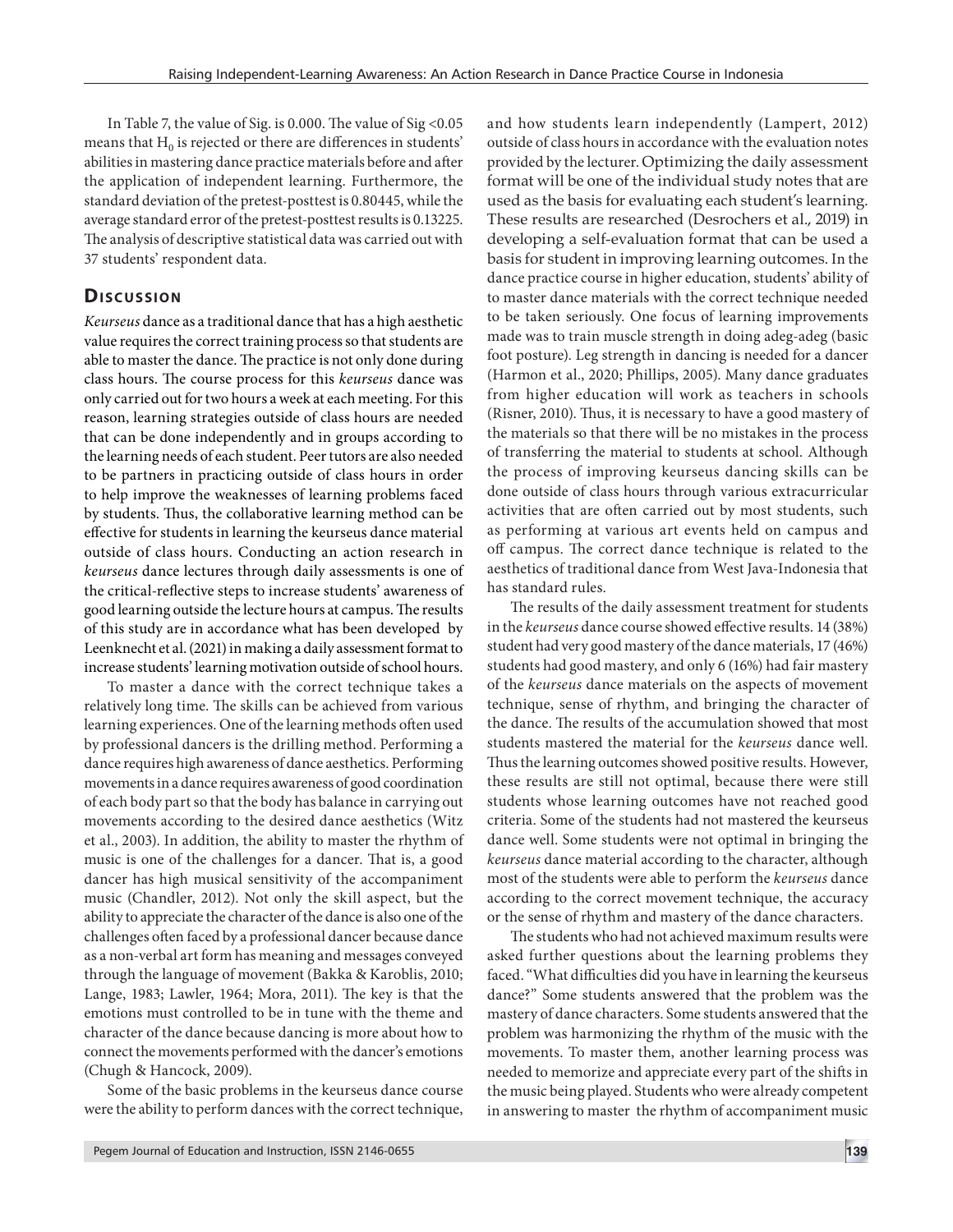In Table 7, the value of Sig. is 0.000. The value of Sig <0.05 means that $H_0$ is rejected or there are differences in students' abilities in mastering dance practice materials before and after the application of independent learning. Furthermore, the standard deviation of the pretest-posttest is 0.80445, while the average standard error of the pretest-posttest results is 0.13225. The analysis of descriptive statistical data was carried out with 37 students' respondent data.

## Discussion

*Keurseus* dance as a traditional dance that has a high aesthetic value requires the correct training process so that students are able to master the dance. The practice is not only done during class hours. The course process for this *keurseus* dance was only carried out for two hours a week at each meeting. For this reason, learning strategies outside of class hours are needed that can be done independently and in groups according to the learning needs of each student. Peer tutors are also needed to be partners in practicing outside of class hours in order to help improve the weaknesses of learning problems faced by students. Thus, the collaborative learning method can be effective for students in learning the keurseus dance material outside of class hours. Conducting an action research in *keurseus* dance lectures through daily assessments is one of the critical-reflective steps to increase students' awareness of good learning outside the lecture hours at campus. The results of this study are in accordance what has been developed by Leenknecht et al. (2021) in making a daily assessment format to increase students' learning motivation outside of school hours.

To master a dance with the correct technique takes a relatively long time. The skills can be achieved from various learning experiences. One of the learning methods often used by professional dancers is the drilling method. Performing a dance requires high awareness of dance aesthetics. Performing movements in a dance requires awareness of good coordination of each body part so that the body has balance in carrying out movements according to the desired dance aesthetics (Witz et al., 2003). In addition, the ability to master the rhythm of music is one of the challenges for a dancer. That is, a good dancer has high musical sensitivity of the accompaniment music (Chandler, 2012). Not only the skill aspect, but the ability to appreciate the character of the dance is also one of the challenges often faced by a professional dancer because dance as a non-verbal art form has meaning and messages conveyed through the language of movement (Bakka & Karoblis, 2010; Lange, 1983; Lawler, 1964; Mora, 2011). The key is that the emotions must controlled to be in tune with the theme and character of the dance because dancing is more about how to connect the movements performed with the dancer's emotions (Chugh & Hancock, 2009).

Some of the basic problems in the keurseus dance course were the ability to perform dances with the correct technique, and how students learn independently (Lampert, 2012) outside of class hours in accordance with the evaluation notes provided by the lecturer. Optimizing the daily assessment format will be one of the individual study notes that are used as the basis for evaluating each student's learning. These results are researched (Desrochers et al., 2019) in developing a self-evaluation format that can be used a basis for student in improving learning outcomes. In the dance practice course in higher education, students' ability of to master dance materials with the correct technique needed to be taken seriously. One focus of learning improvements made was to train muscle strength in doing adeg-adeg (basic foot posture). Leg strength in dancing is needed for a dancer (Harmon et al., 2020; Phillips, 2005). Many dance graduates from higher education will work as teachers in schools (Risner, 2010). Thus, it is necessary to have a good mastery of the materials so that there will be no mistakes in the process of transferring the material to students at school. Although the process of improving keurseus dancing skills can be done outside of class hours through various extracurricular activities that are often carried out by most students, such as performing at various art events held on campus and off campus. The correct dance technique is related to the aesthetics of traditional dance from West Java-Indonesia that has standard rules.

The results of the daily assessment treatment for students in the *keurseus* dance course showed effective results. 14 (38%) student had very good mastery of the dance materials, 17 (46%) students had good mastery, and only 6 (16%) had fair mastery of the *keurseus* dance materials on the aspects of movement technique, sense of rhythm, and bringing the character of the dance. The results of the accumulation showed that most students mastered the material for the *keurseus* dance well. Thus the learning outcomes showed positive results. However, these results are still not optimal, because there were still students whose learning outcomes have not reached good criteria. Some of the students had not mastered the keurseus dance well. Some students were not optimal in bringing the *keurseus* dance material according to the character, although most of the students were able to perform the *keurseus* dance according to the correct movement technique, the accuracy or the sense of rhythm and mastery of the dance characters.

The students who had not achieved maximum results were asked further questions about the learning problems they faced. "What difficulties did you have in learning the keurseus dance?" Some students answered that the problem was the mastery of dance characters. Some students answered that the problem was harmonizing the rhythm of the music with the movements. To master them, another learning process was needed to memorize and appreciate every part of the shifts in the music being played. Students who were already competent in answering to master the rhythm of accompaniment music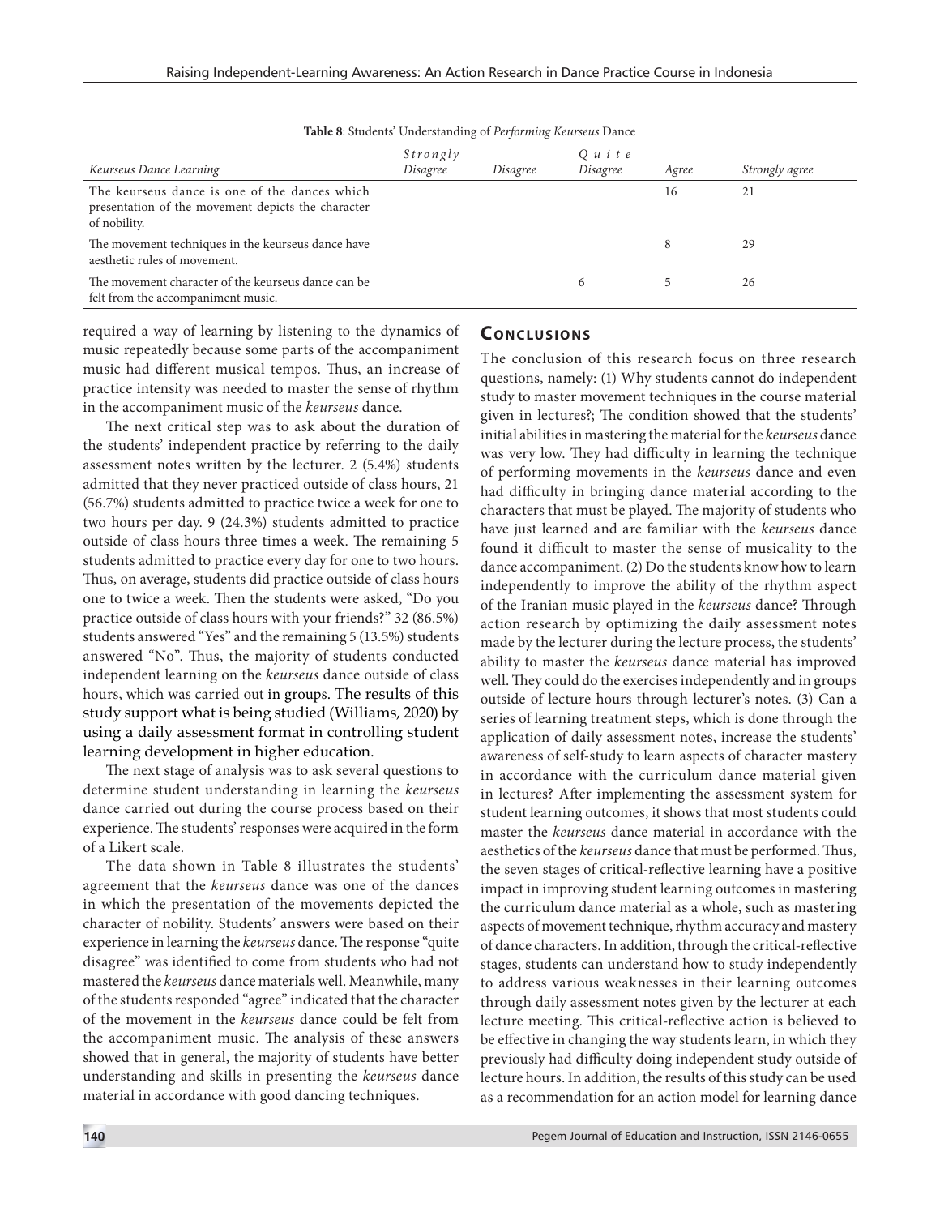**Table 8**: Students' Understanding of *Performing Keurseus* Dance

| *Keurseus Dance Learning* | *Strongly Disagree* | *Disagree* | *Quite Disagree* | *Agree* | *Strongly agree* |
|---|---|---|---|---|---|
| The keurseus dance is one of the dances which presentation of the movement depicts the character of nobility. | | | | 16 | 21 |
| The movement techniques in the keurseus dance have aesthetic rules of movement. | | | | 8 | 29 |
| The movement character of the keurseus dance can be felt from the accompaniment music. | | | 6 | 5 | 26 |

required a way of learning by listening to the dynamics of music repeatedly because some parts of the accompaniment music had different musical tempos. Thus, an increase of practice intensity was needed to master the sense of rhythm in the accompaniment music of the *keurseus* dance.

The next critical step was to ask about the duration of the students' independent practice by referring to the daily assessment notes written by the lecturer. 2 (5.4%) students admitted that they never practiced outside of class hours, 21 (56.7%) students admitted to practice twice a week for one to two hours per day. 9 (24.3%) students admitted to practice outside of class hours three times a week. The remaining 5 students admitted to practice every day for one to two hours. Thus, on average, students did practice outside of class hours one to twice a week. Then the students were asked, "Do you practice outside of class hours with your friends?" 32 (86.5%) students answered "Yes" and the remaining 5 (13.5%) students answered "No". Thus, the majority of students conducted independent learning on the *keurseus* dance outside of class hours, which was carried out in groups. The results of this study support what is being studied (Williams, 2020) by using a daily assessment format in controlling student learning development in higher education.

The next stage of analysis was to ask several questions to determine student understanding in learning the *keurseus* dance carried out during the course process based on their experience. The students' responses were acquired in the form of a Likert scale.

The data shown in Table 8 illustrates the students' agreement that the *keurseus* dance was one of the dances in which the presentation of the movements depicted the character of nobility. Students' answers were based on their experience in learning the *keurseus* dance. The response "quite disagree" was identified to come from students who had not mastered the *keurseus* dance materials well. Meanwhile, many of the students responded "agree" indicated that the character of the movement in the *keurseus* dance could be felt from the accompaniment music. The analysis of these answers showed that in general, the majority of students have better understanding and skills in presenting the *keurseus* dance material in accordance with good dancing techniques.

## Conclusions

The conclusion of this research focus on three research questions, namely: (1) Why students cannot do independent study to master movement techniques in the course material given in lectures?; The condition showed that the students' initial abilities in mastering the material for the *keurseus* dance was very low. They had difficulty in learning the technique of performing movements in the *keurseus* dance and even had difficulty in bringing dance material according to the characters that must be played. The majority of students who have just learned and are familiar with the *keurseus* dance found it difficult to master the sense of musicality to the dance accompaniment. (2) Do the students know how to learn independently to improve the ability of the rhythm aspect of the Iranian music played in the *keurseus* dance? Through action research by optimizing the daily assessment notes made by the lecturer during the lecture process, the students' ability to master the *keurseus* dance material has improved well. They could do the exercises independently and in groups outside of lecture hours through lecturer's notes. (3) Can a series of learning treatment steps, which is done through the application of daily assessment notes, increase the students' awareness of self-study to learn aspects of character mastery in accordance with the curriculum dance material given in lectures? After implementing the assessment system for student learning outcomes, it shows that most students could master the *keurseus* dance material in accordance with the aesthetics of the *keurseus* dance that must be performed. Thus, the seven stages of critical-reflective learning have a positive impact in improving student learning outcomes in mastering the curriculum dance material as a whole, such as mastering aspects of movement technique, rhythm accuracy and mastery of dance characters. In addition, through the critical-reflective stages, students can understand how to study independently to address various weaknesses in their learning outcomes through daily assessment notes given by the lecturer at each lecture meeting. This critical-reflective action is believed to be effective in changing the way students learn, in which they previously had difficulty doing independent study outside of lecture hours. In addition, the results of this study can be used as a recommendation for an action model for learning dance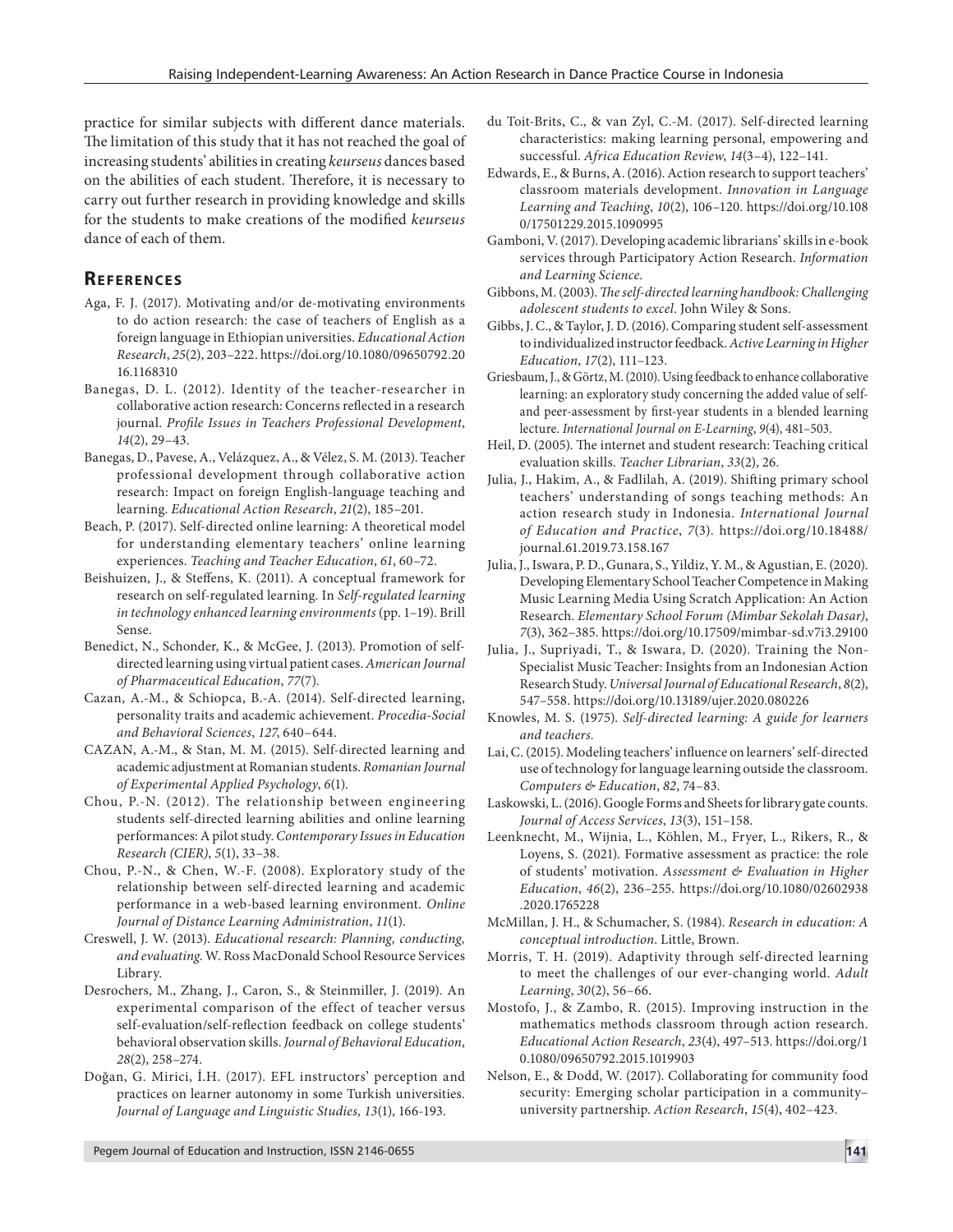practice for similar subjects with different dance materials. The limitation of this study that it has not reached the goal of increasing students' abilities in creating *keurseus* dances based on the abilities of each student. Therefore, it is necessary to carry out further research in providing knowledge and skills for the students to make creations of the modified *keurseus* dance of each of them.

## References

Aga, F. J. (2017). Motivating and/or de-motivating environments to do action research: the case of teachers of English as a foreign language in Ethiopian universities. *Educational Action Research*, *25*(2), 203–222. https://doi.org/10.1080/09650792.2016.1168310

Banegas, D. L. (2012). Identity of the teacher-researcher in collaborative action research: Concerns reflected in a research journal. *Profile Issues in Teachers Professional Development*, *14*(2), 29–43.

Banegas, D., Pavese, A., Velázquez, A., & Vélez, S. M. (2013). Teacher professional development through collaborative action research: Impact on foreign English-language teaching and learning. *Educational Action Research*, *21*(2), 185–201.

Beach, P. (2017). Self-directed online learning: A theoretical model for understanding elementary teachers' online learning experiences. *Teaching and Teacher Education*, *61*, 60–72.

Beishuizen, J., & Steffens, K. (2011). A conceptual framework for research on self-regulated learning. In *Self-regulated learning in technology enhanced learning environments* (pp. 1–19). Brill Sense.

Benedict, N., Schonder, K., & McGee, J. (2013). Promotion of self-directed learning using virtual patient cases. *American Journal of Pharmaceutical Education*, *77*(7).

Cazan, A.-M., & Schiopca, B.-A. (2014). Self-directed learning, personality traits and academic achievement. *Procedia-Social and Behavioral Sciences*, *127*, 640–644.

CAZAN, A.-M., & Stan, M. M. (2015). Self-directed learning and academic adjustment at Romanian students. *Romanian Journal of Experimental Applied Psychology*, *6*(1).

Chou, P.-N. (2012). The relationship between engineering students self-directed learning abilities and online learning performances: A pilot study. *Contemporary Issues in Education Research (CIER)*, *5*(1), 33–38.

Chou, P.-N., & Chen, W.-F. (2008). Exploratory study of the relationship between self-directed learning and academic performance in a web-based learning environment. *Online Journal of Distance Learning Administration*, *11*(1).

Creswell, J. W. (2013). *Educational research: Planning, conducting, and evaluating.* W. Ross MacDonald School Resource Services Library.

Desrochers, M., Zhang, J., Caron, S., & Steinmiller, J. (2019). An experimental comparison of the effect of teacher versus self-evaluation/self-reflection feedback on college students' behavioral observation skills. *Journal of Behavioral Education*, *28*(2), 258–274.

Doğan, G. Mirici, İ.H. (2017). EFL instructors' perception and practices on learner autonomy in some Turkish universities. *Journal of Language and Linguistic Studies, 13*(1), 166-193.

du Toit-Brits, C., & van Zyl, C.-M. (2017). Self-directed learning characteristics: making learning personal, empowering and successful. *Africa Education Review*, *14*(3–4), 122–141.

Edwards, E., & Burns, A. (2016). Action research to support teachers' classroom materials development. *Innovation in Language Learning and Teaching*, *10*(2), 106–120. https://doi.org/10.1080/17501229.2015.1090995

Gamboni, V. (2017). Developing academic librarians' skills in e-book services through Participatory Action Research. *Information and Learning Science.*

Gibbons, M. (2003). *The self-directed learning handbook: Challenging adolescent students to excel*. John Wiley & Sons.

Gibbs, J. C., & Taylor, J. D. (2016). Comparing student self-assessment to individualized instructor feedback. *Active Learning in Higher Education*, *17*(2), 111–123.

Griesbaum, J., & Görtz, M. (2010). Using feedback to enhance collaborative learning: an exploratory study concerning the added value of self- and peer-assessment by first-year students in a blended learning lecture. *International Journal on E-Learning*, *9*(4), 481–503.

Heil, D. (2005). The internet and student research: Teaching critical evaluation skills. *Teacher Librarian*, *33*(2), 26.

Julia, J., Hakim, A., & Fadlilah, A. (2019). Shifting primary school teachers' understanding of songs teaching methods: An action research study in Indonesia. *International Journal of Education and Practice*, *7*(3). https://doi.org/10.18488/journal.61.2019.73.158.167

Julia, J., Iswara, P. D., Gunara, S., Yildiz, Y. M., & Agustian, E. (2020). Developing Elementary School Teacher Competence in Making Music Learning Media Using Scratch Application: An Action Research. *Elementary School Forum (Mimbar Sekolah Dasar)*, *7*(3), 362–385. https://doi.org/10.17509/mimbar-sd.v7i3.29100

Julia, J., Supriyadi, T., & Iswara, D. (2020). Training the Non-Specialist Music Teacher: Insights from an Indonesian Action Research Study. *Universal Journal of Educational Research*, *8*(2), 547–558. https://doi.org/10.13189/ujer.2020.080226

Knowles, M. S. (1975). *Self-directed learning: A guide for learners and teachers.*

Lai, C. (2015). Modeling teachers' influence on learners' self-directed use of technology for language learning outside the classroom. *Computers & Education*, *82*, 74–83.

Laskowski, L. (2016). Google Forms and Sheets for library gate counts. *Journal of Access Services*, *13*(3), 151–158.

Leenknecht, M., Wijnia, L., Köhlen, M., Fryer, L., Rikers, R., & Loyens, S. (2021). Formative assessment as practice: the role of students' motivation. *Assessment & Evaluation in Higher Education*, *46*(2), 236–255. https://doi.org/10.1080/02602938.2020.1765228

McMillan, J. H., & Schumacher, S. (1984). *Research in education: A conceptual introduction*. Little, Brown.

Morris, T. H. (2019). Adaptivity through self-directed learning to meet the challenges of our ever-changing world. *Adult Learning*, *30*(2), 56–66.

Mostofo, J., & Zambo, R. (2015). Improving instruction in the mathematics methods classroom through action research. *Educational Action Research*, *23*(4), 497–513. https://doi.org/10.1080/09650792.2015.1019903

Nelson, E., & Dodd, W. (2017). Collaborating for community food security: Emerging scholar participation in a community–university partnership. *Action Research*, *15*(4), 402–423.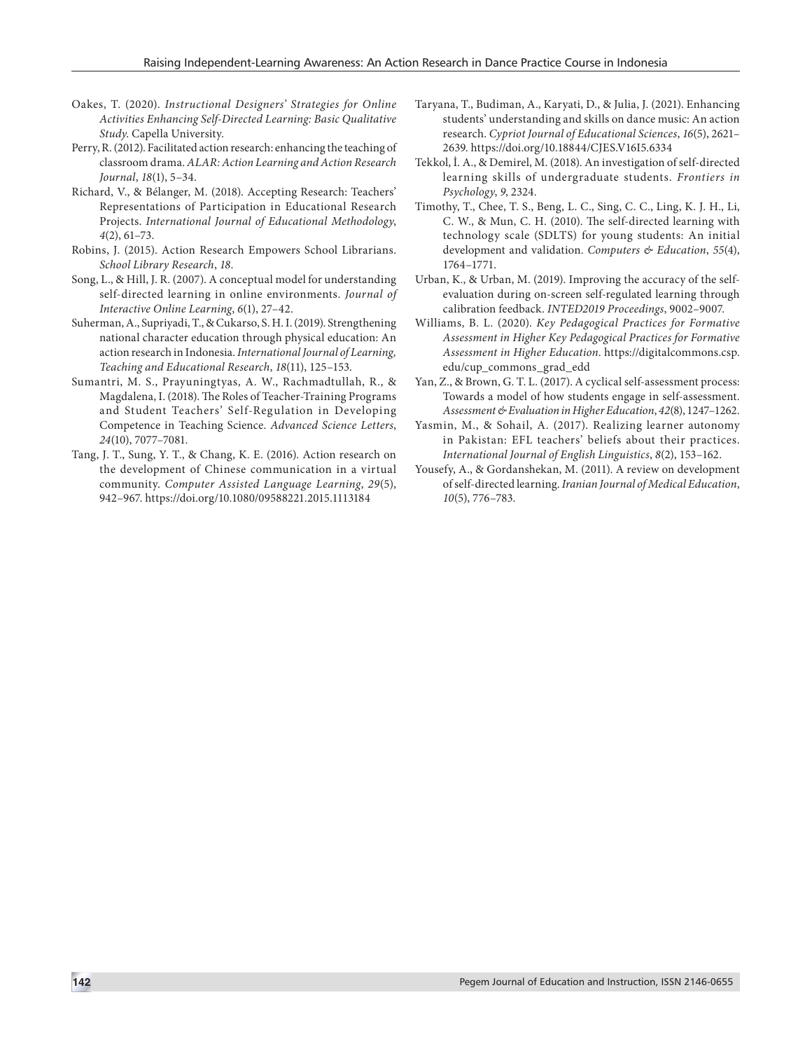Oakes, T. (2020). *Instructional Designers' Strategies for Online Activities Enhancing Self-Directed Learning: Basic Qualitative Study*. Capella University.

Perry, R. (2012). Facilitated action research: enhancing the teaching of classroom drama. *ALAR: Action Learning and Action Research Journal*, *18*(1), 5–34.

Richard, V., & Bélanger, M. (2018). Accepting Research: Teachers' Representations of Participation in Educational Research Projects. *International Journal of Educational Methodology*, *4*(2), 61–73.

Robins, J. (2015). Action Research Empowers School Librarians. *School Library Research*, *18*.

Song, L., & Hill, J. R. (2007). A conceptual model for understanding self-directed learning in online environments. *Journal of Interactive Online Learning*, *6*(1), 27–42.

Suherman, A., Supriyadi, T., & Cukarso, S. H. I. (2019). Strengthening national character education through physical education: An action research in Indonesia. *International Journal of Learning, Teaching and Educational Research*, *18*(11), 125–153.

Sumantri, M. S., Prayuningtyas, A. W., Rachmadtullah, R., & Magdalena, I. (2018). The Roles of Teacher-Training Programs and Student Teachers' Self-Regulation in Developing Competence in Teaching Science. *Advanced Science Letters*, *24*(10), 7077–7081.

Tang, J. T., Sung, Y. T., & Chang, K. E. (2016). Action research on the development of Chinese communication in a virtual community. *Computer Assisted Language Learning*, *29*(5), 942–967. https://doi.org/10.1080/09588221.2015.1113184

Taryana, T., Budiman, A., Karyati, D., & Julia, J. (2021). Enhancing students' understanding and skills on dance music: An action research. *Cypriot Journal of Educational Sciences*, *16*(5), 2621–2639. https://doi.org/10.18844/CJES.V16I5.6334

Tekkol, İ. A., & Demirel, M. (2018). An investigation of self-directed learning skills of undergraduate students. *Frontiers in Psychology*, *9*, 2324.

Timothy, T., Chee, T. S., Beng, L. C., Sing, C. C., Ling, K. J. H., Li, C. W., & Mun, C. H. (2010). The self-directed learning with technology scale (SDLTS) for young students: An initial development and validation. *Computers & Education*, *55*(4), 1764–1771.

Urban, K., & Urban, M. (2019). Improving the accuracy of the self-evaluation during on-screen self-regulated learning through calibration feedback. *INTED2019 Proceedings*, 9002–9007.

Williams, B. L. (2020). *Key Pedagogical Practices for Formative Assessment in Higher Key Pedagogical Practices for Formative Assessment in Higher Education*. https://digitalcommons.csp.edu/cup_commons_grad_edd

Yan, Z., & Brown, G. T. L. (2017). A cyclical self-assessment process: Towards a model of how students engage in self-assessment. *Assessment & Evaluation in Higher Education*, *42*(8), 1247–1262.

Yasmin, M., & Sohail, A. (2017). Realizing learner autonomy in Pakistan: EFL teachers' beliefs about their practices. *International Journal of English Linguistics*, *8*(2), 153–162.

Yousefy, A., & Gordanshekan, M. (2011). A review on development of self-directed learning. *Iranian Journal of Medical Education*, *10*(5), 776–783.